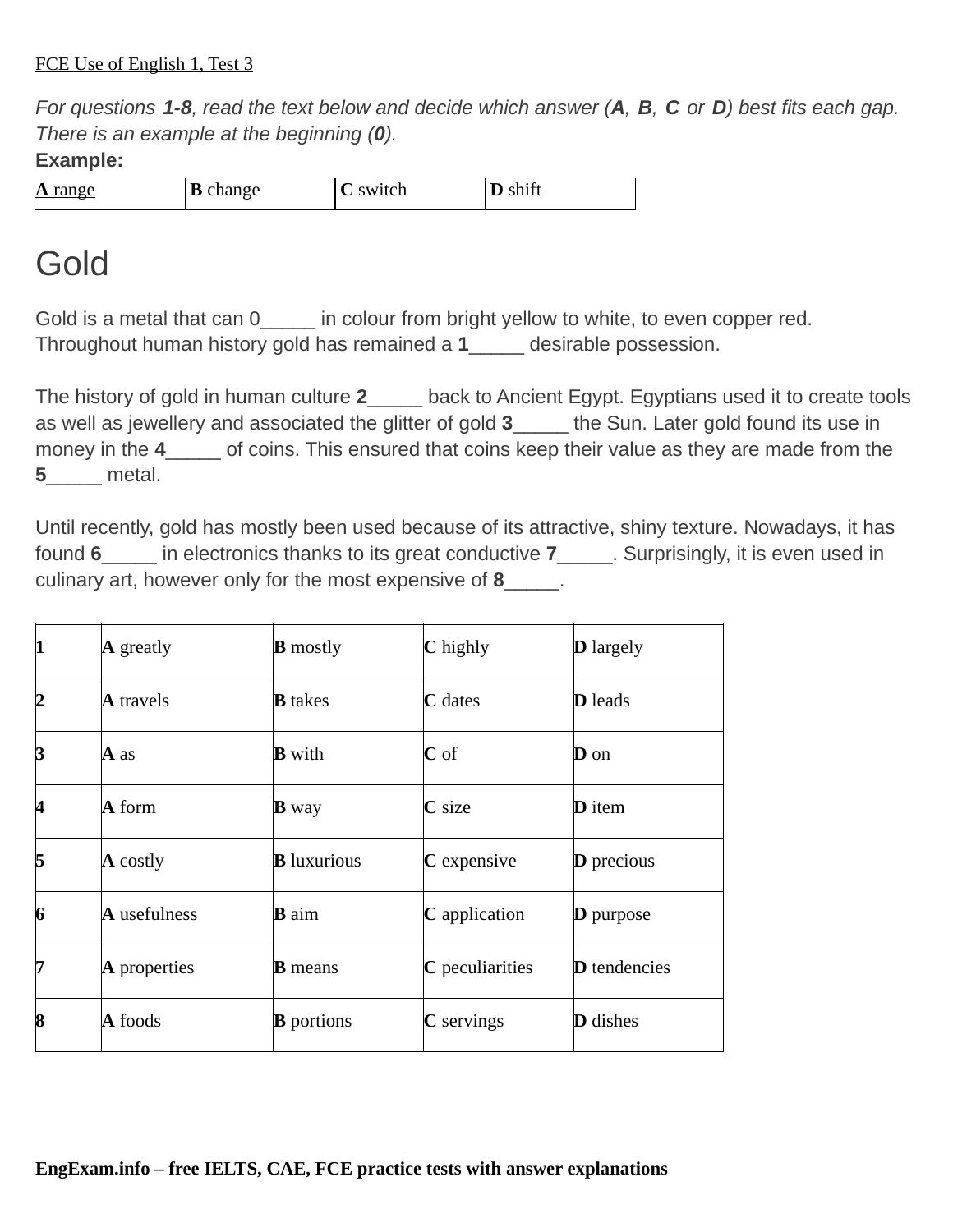FCE Use of English 1, Test 3

*For questions **1-8**, read the text below and decide which answer (**A**, **B**, **C** or **D**) best fits each gap. There is an example at the beginning (**0**).*

**Example:**

| A range | B change | C switch | D shift |
|---|---|---|---|

# Gold

Gold is a metal that can 0_____ in colour from bright yellow to white, to even copper red. Throughout human history gold has remained a **1**_____ desirable possession.

The history of gold in human culture **2**_____ back to Ancient Egypt. Egyptians used it to create tools as well as jewellery and associated the glitter of gold **3**_____ the Sun. Later gold found its use in money in the **4**_____ of coins. This ensured that coins keep their value as they are made from the **5**_____ metal.

Until recently, gold has mostly been used because of its attractive, shiny texture. Nowadays, it has found **6**_____ in electronics thanks to its great conductive **7**_____. Surprisingly, it is even used in culinary art, however only for the most expensive of **8**_____.

| | | | | |
|---|---|---|---|---|
| **1** | **A** greatly | **B** mostly | **C** highly | **D** largely |
| **2** | **A** travels | **B** takes | **C** dates | **D** leads |
| **3** | **A** as | **B** with | **C** of | **D** on |
| **4** | **A** form | **B** way | **C** size | **D** item |
| **5** | **A** costly | **B** luxurious | **C** expensive | **D** precious |
| **6** | **A** usefulness | **B** aim | **C** application | **D** purpose |
| **7** | **A** properties | **B** means | **C** peculiarities | **D** tendencies |
| **8** | **A** foods | **B** portions | **C** servings | **D** dishes |

**EngExam.info – free IELTS, CAE, FCE practice tests with answer explanations**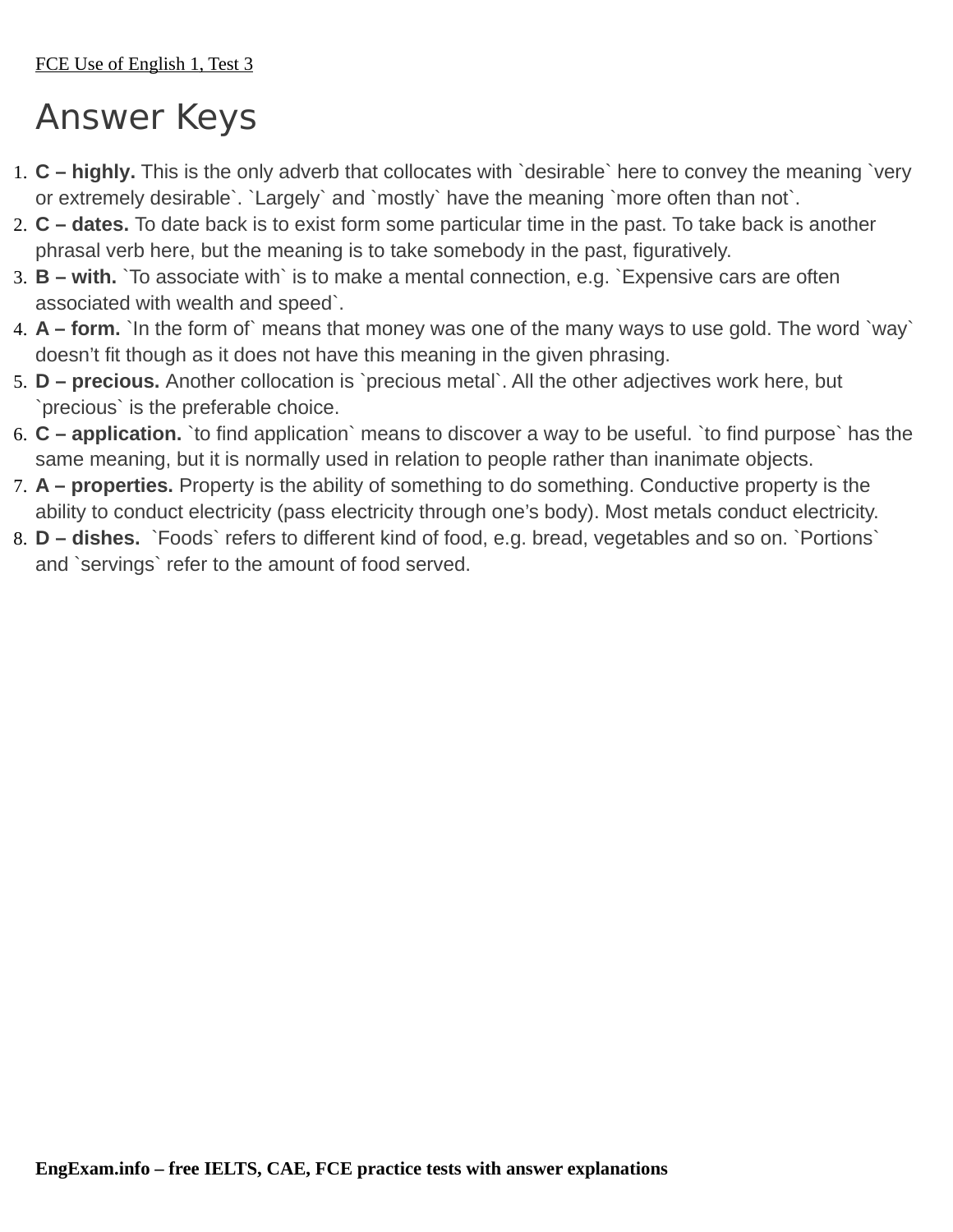FCE Use of English 1, Test 3

# Answer Keys

1. **C – highly.** This is the only adverb that collocates with `desirable` here to convey the meaning `very or extremely desirable`. `Largely` and `mostly` have the meaning `more often than not`.
2. **C – dates.** To date back is to exist form some particular time in the past. To take back is another phrasal verb here, but the meaning is to take somebody in the past, figuratively.
3. **B – with.** `To associate with` is to make a mental connection, e.g. `Expensive cars are often associated with wealth and speed`.
4. **A – form.** `In the form of` means that money was one of the many ways to use gold. The word `way` doesn't fit though as it does not have this meaning in the given phrasing.
5. **D – precious.** Another collocation is `precious metal`. All the other adjectives work here, but `precious` is the preferable choice.
6. **C – application.** `to find application` means to discover a way to be useful. `to find purpose` has the same meaning, but it is normally used in relation to people rather than inanimate objects.
7. **A – properties.** Property is the ability of something to do something. Conductive property is the ability to conduct electricity (pass electricity through one's body). Most metals conduct electricity.
8. **D – dishes.** `Foods` refers to different kind of food, e.g. bread, vegetables and so on. `Portions` and `servings` refer to the amount of food served.